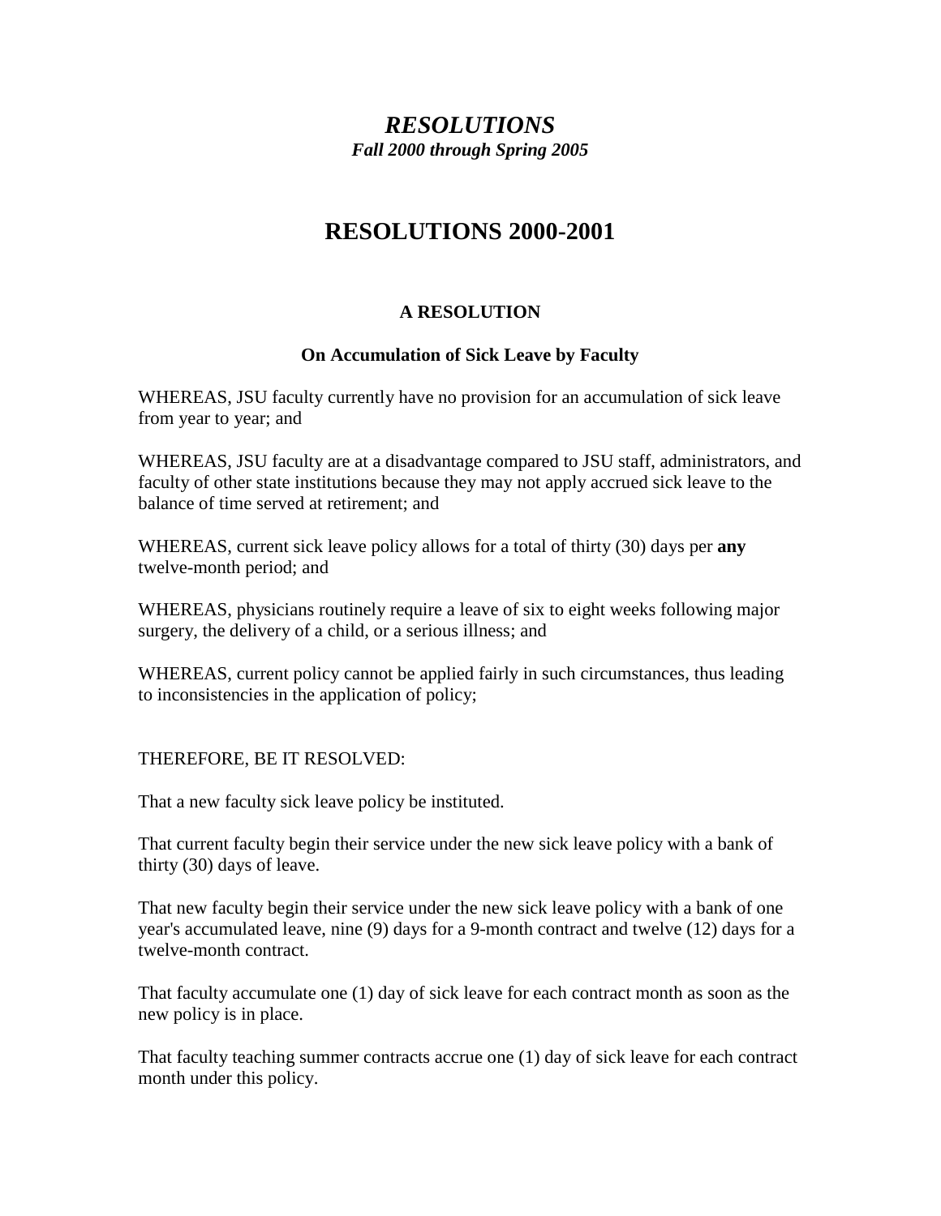# *RESOLUTIONS*

***Fall 2000 through Spring 2005***

# RESOLUTIONS 2000-2001

### A RESOLUTION

### On Accumulation of Sick Leave by Faculty

WHEREAS, JSU faculty currently have no provision for an accumulation of sick leave from year to year; and

WHEREAS, JSU faculty are at a disadvantage compared to JSU staff, administrators, and faculty of other state institutions because they may not apply accrued sick leave to the balance of time served at retirement; and

WHEREAS, current sick leave policy allows for a total of thirty (30) days per **any** twelve-month period; and

WHEREAS, physicians routinely require a leave of six to eight weeks following major surgery, the delivery of a child, or a serious illness; and

WHEREAS, current policy cannot be applied fairly in such circumstances, thus leading to inconsistencies in the application of policy;

THEREFORE, BE IT RESOLVED:

That a new faculty sick leave policy be instituted.

That current faculty begin their service under the new sick leave policy with a bank of thirty (30) days of leave.

That new faculty begin their service under the new sick leave policy with a bank of one year's accumulated leave, nine (9) days for a 9-month contract and twelve (12) days for a twelve-month contract.

That faculty accumulate one (1) day of sick leave for each contract month as soon as the new policy is in place.

That faculty teaching summer contracts accrue one (1) day of sick leave for each contract month under this policy.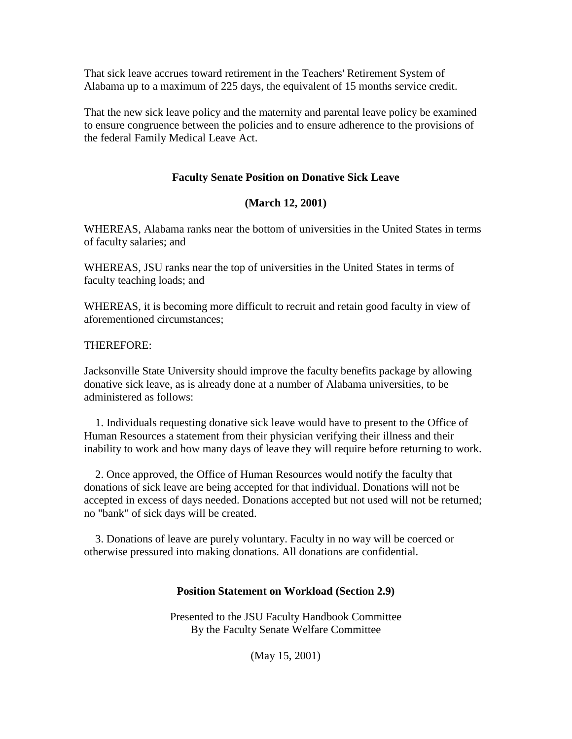That sick leave accrues toward retirement in the Teachers' Retirement System of Alabama up to a maximum of 225 days, the equivalent of 15 months service credit.

That the new sick leave policy and the maternity and parental leave policy be examined to ensure congruence between the policies and to ensure adherence to the provisions of the federal Family Medical Leave Act.

## Faculty Senate Position on Donative Sick Leave

**(March 12, 2001)**

WHEREAS, Alabama ranks near the bottom of universities in the United States in terms of faculty salaries; and

WHEREAS, JSU ranks near the top of universities in the United States in terms of faculty teaching loads; and

WHEREAS, it is becoming more difficult to recruit and retain good faculty in view of aforementioned circumstances;

THEREFORE:

Jacksonville State University should improve the faculty benefits package by allowing donative sick leave, as is already done at a number of Alabama universities, to be administered as follows:

1. Individuals requesting donative sick leave would have to present to the Office of Human Resources a statement from their physician verifying their illness and their inability to work and how many days of leave they will require before returning to work.
2. Once approved, the Office of Human Resources would notify the faculty that donations of sick leave are being accepted for that individual. Donations will not be accepted in excess of days needed. Donations accepted but not used will not be returned; no "bank" of sick days will be created.
3. Donations of leave are purely voluntary. Faculty in no way will be coerced or otherwise pressured into making donations. All donations are confidential.

## Position Statement on Workload (Section 2.9)

Presented to the JSU Faculty Handbook Committee
By the Faculty Senate Welfare Committee

(May 15, 2001)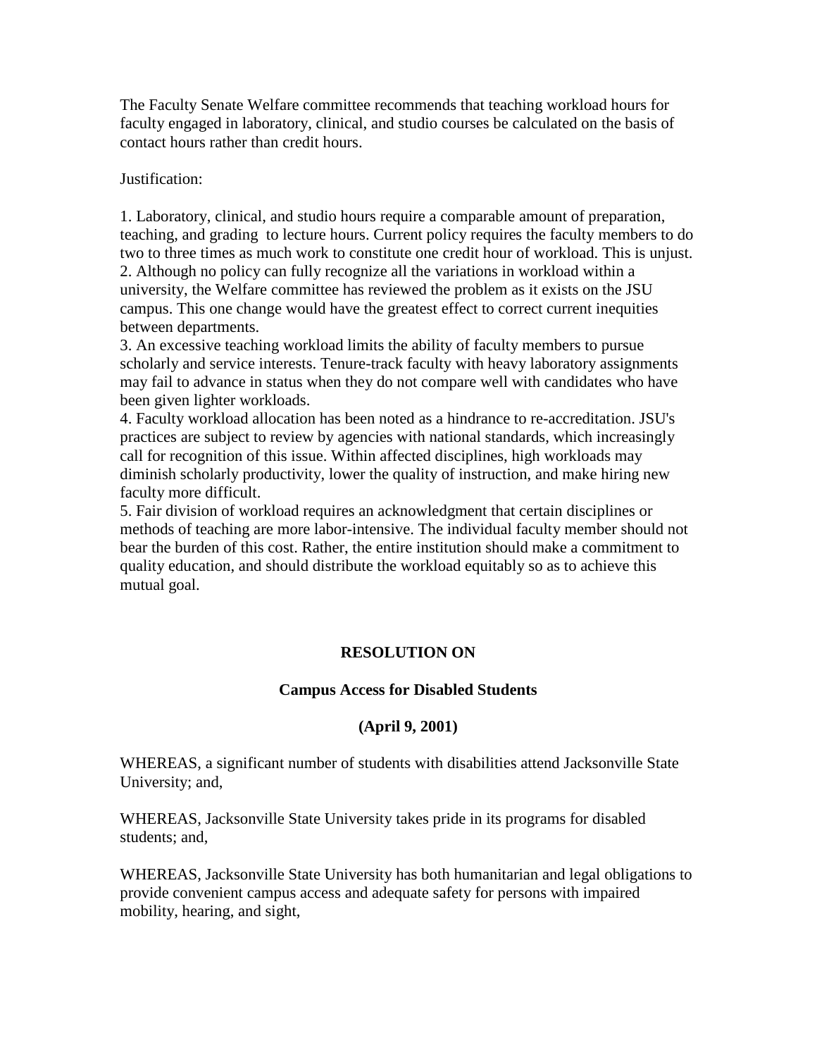The Faculty Senate Welfare committee recommends that teaching workload hours for faculty engaged in laboratory, clinical, and studio courses be calculated on the basis of contact hours rather than credit hours.

Justification:

1. Laboratory, clinical, and studio hours require a comparable amount of preparation, teaching, and grading to lecture hours. Current policy requires the faculty members to do two to three times as much work to constitute one credit hour of workload. This is unjust.
2. Although no policy can fully recognize all the variations in workload within a university, the Welfare committee has reviewed the problem as it exists on the JSU campus. This one change would have the greatest effect to correct current inequities between departments.
3. An excessive teaching workload limits the ability of faculty members to pursue scholarly and service interests. Tenure-track faculty with heavy laboratory assignments may fail to advance in status when they do not compare well with candidates who have been given lighter workloads.
4. Faculty workload allocation has been noted as a hindrance to re-accreditation. JSU's practices are subject to review by agencies with national standards, which increasingly call for recognition of this issue. Within affected disciplines, high workloads may diminish scholarly productivity, lower the quality of instruction, and make hiring new faculty more difficult.
5. Fair division of workload requires an acknowledgment that certain disciplines or methods of teaching are more labor-intensive. The individual faculty member should not bear the burden of this cost. Rather, the entire institution should make a commitment to quality education, and should distribute the workload equitably so as to achieve this mutual goal.

**RESOLUTION ON**

**Campus Access for Disabled Students**

**(April 9, 2001)**

WHEREAS, a significant number of students with disabilities attend Jacksonville State University; and,

WHEREAS, Jacksonville State University takes pride in its programs for disabled students; and,

WHEREAS, Jacksonville State University has both humanitarian and legal obligations to provide convenient campus access and adequate safety for persons with impaired mobility, hearing, and sight,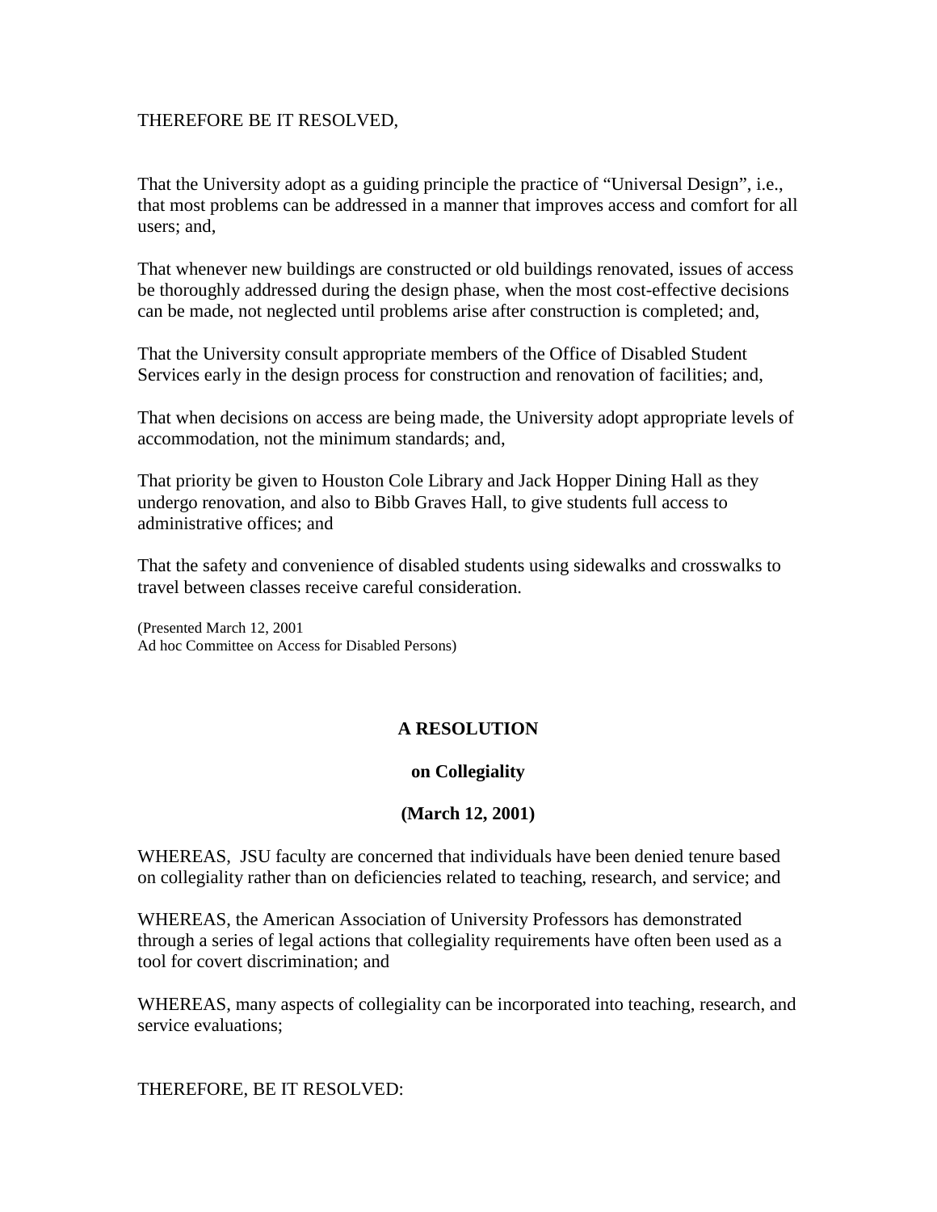THEREFORE BE IT RESOLVED,

That the University adopt as a guiding principle the practice of "Universal Design", i.e., that most problems can be addressed in a manner that improves access and comfort for all users; and,

That whenever new buildings are constructed or old buildings renovated, issues of access be thoroughly addressed during the design phase, when the most cost-effective decisions can be made, not neglected until problems arise after construction is completed; and,

That the University consult appropriate members of the Office of Disabled Student Services early in the design process for construction and renovation of facilities; and,

That when decisions on access are being made, the University adopt appropriate levels of accommodation, not the minimum standards; and,

That priority be given to Houston Cole Library and Jack Hopper Dining Hall as they undergo renovation, and also to Bibb Graves Hall, to give students full access to administrative offices; and

That the safety and convenience of disabled students using sidewalks and crosswalks to travel between classes receive careful consideration.

(Presented March 12, 2001
Ad hoc Committee on Access for Disabled Persons)

## A RESOLUTION

### on Collegiality

### (March 12, 2001)

WHEREAS, JSU faculty are concerned that individuals have been denied tenure based on collegiality rather than on deficiencies related to teaching, research, and service; and

WHEREAS, the American Association of University Professors has demonstrated through a series of legal actions that collegiality requirements have often been used as a tool for covert discrimination; and

WHEREAS, many aspects of collegiality can be incorporated into teaching, research, and service evaluations;

THEREFORE, BE IT RESOLVED: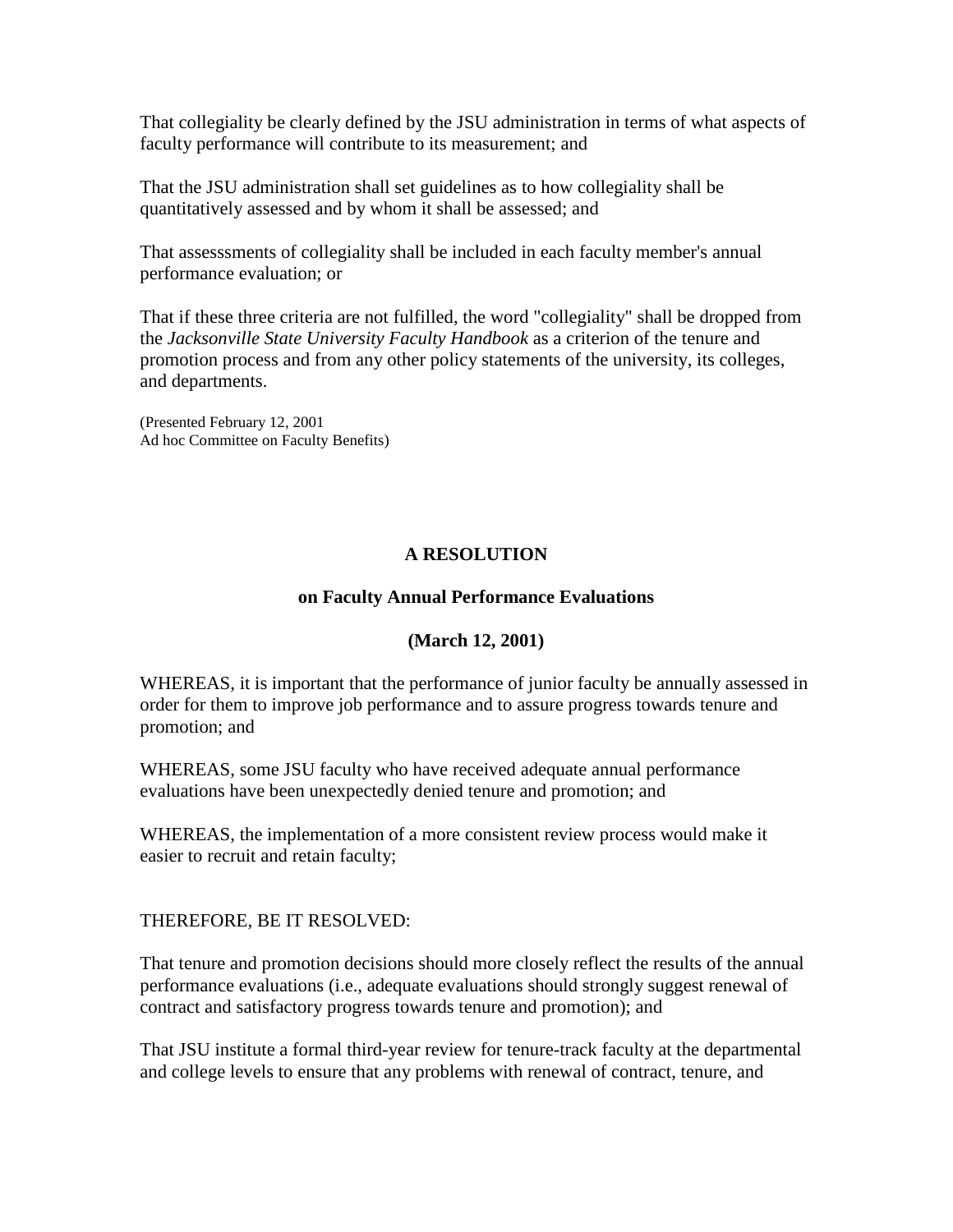That collegiality be clearly defined by the JSU administration in terms of what aspects of faculty performance will contribute to its measurement; and

That the JSU administration shall set guidelines as to how collegiality shall be quantitatively assessed and by whom it shall be assessed; and

That assesssments of collegiality shall be included in each faculty member's annual performance evaluation; or

That if these three criteria are not fulfilled, the word "collegiality" shall be dropped from the *Jacksonville State University Faculty Handbook* as a criterion of the tenure and promotion process and from any other policy statements of the university, its colleges, and departments.

(Presented February 12, 2001
Ad hoc Committee on Faculty Benefits)

**A RESOLUTION**

**on Faculty Annual Performance Evaluations**

**(March 12, 2001)**

WHEREAS, it is important that the performance of junior faculty be annually assessed in order for them to improve job performance and to assure progress towards tenure and promotion; and

WHEREAS, some JSU faculty who have received adequate annual performance evaluations have been unexpectedly denied tenure and promotion; and

WHEREAS, the implementation of a more consistent review process would make it easier to recruit and retain faculty;

THEREFORE, BE IT RESOLVED:

That tenure and promotion decisions should more closely reflect the results of the annual performance evaluations (i.e., adequate evaluations should strongly suggest renewal of contract and satisfactory progress towards tenure and promotion); and

That JSU institute a formal third-year review for tenure-track faculty at the departmental and college levels to ensure that any problems with renewal of contract, tenure, and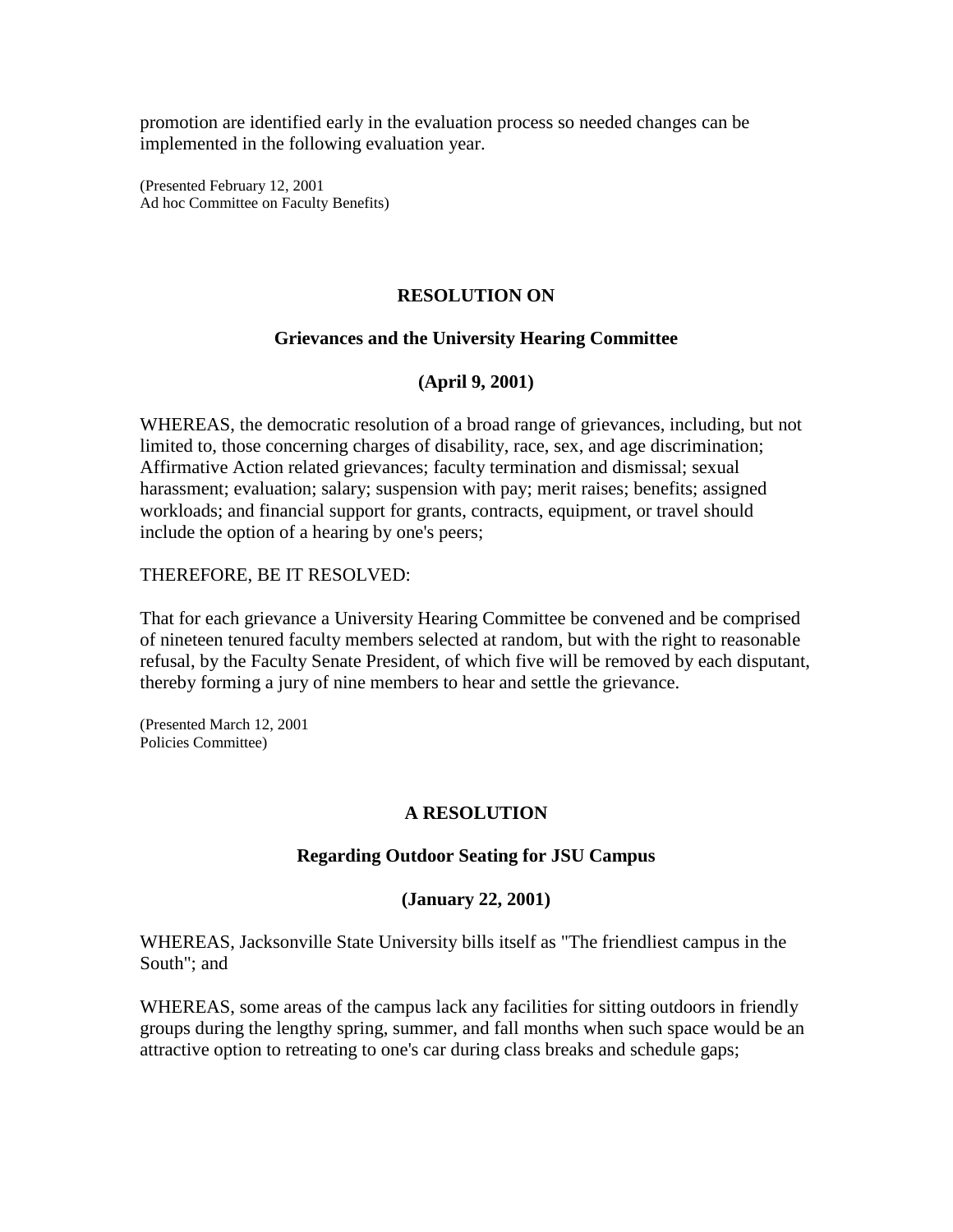promotion are identified early in the evaluation process so needed changes can be implemented in the following evaluation year.

(Presented February 12, 2001
Ad hoc Committee on Faculty Benefits)

## RESOLUTION ON

## Grievances and the University Hearing Committee

## (April 9, 2001)

WHEREAS, the democratic resolution of a broad range of grievances, including, but not limited to, those concerning charges of disability, race, sex, and age discrimination; Affirmative Action related grievances; faculty termination and dismissal; sexual harassment; evaluation; salary; suspension with pay; merit raises; benefits; assigned workloads; and financial support for grants, contracts, equipment, or travel should include the option of a hearing by one's peers;

THEREFORE, BE IT RESOLVED:

That for each grievance a University Hearing Committee be convened and be comprised of nineteen tenured faculty members selected at random, but with the right to reasonable refusal, by the Faculty Senate President, of which five will be removed by each disputant, thereby forming a jury of nine members to hear and settle the grievance.

(Presented March 12, 2001
Policies Committee)

## A RESOLUTION

## Regarding Outdoor Seating for JSU Campus

## (January 22, 2001)

WHEREAS, Jacksonville State University bills itself as "The friendliest campus in the South"; and

WHEREAS, some areas of the campus lack any facilities for sitting outdoors in friendly groups during the lengthy spring, summer, and fall months when such space would be an attractive option to retreating to one's car during class breaks and schedule gaps;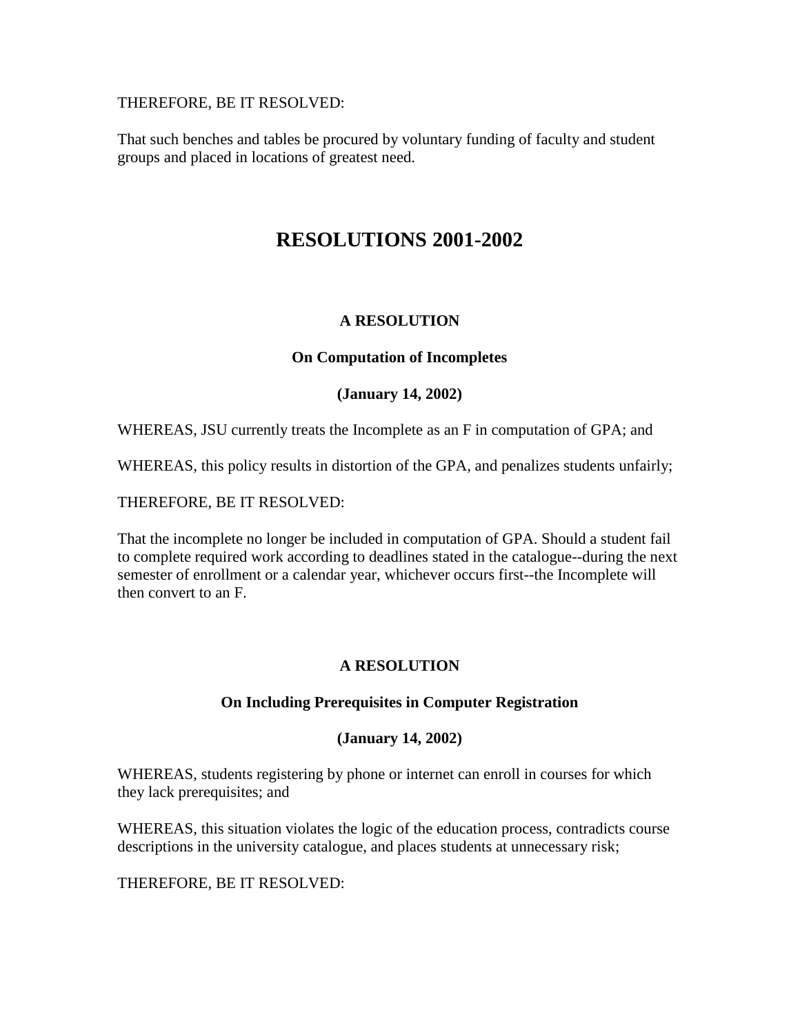THEREFORE, BE IT RESOLVED:

That such benches and tables be procured by voluntary funding of faculty and student groups and placed in locations of greatest need.

# RESOLUTIONS 2001-2002

**A RESOLUTION**

**On Computation of Incompletes**

**(January 14, 2002)**

WHEREAS, JSU currently treats the Incomplete as an F in computation of GPA; and

WHEREAS, this policy results in distortion of the GPA, and penalizes students unfairly;

THEREFORE, BE IT RESOLVED:

That the incomplete no longer be included in computation of GPA. Should a student fail to complete required work according to deadlines stated in the catalogue--during the next semester of enrollment or a calendar year, whichever occurs first--the Incomplete will then convert to an F.

**A RESOLUTION**

**On Including Prerequisites in Computer Registration**

**(January 14, 2002)**

WHEREAS, students registering by phone or internet can enroll in courses for which they lack prerequisites; and

WHEREAS, this situation violates the logic of the education process, contradicts course descriptions in the university catalogue, and places students at unnecessary risk;

THEREFORE, BE IT RESOLVED: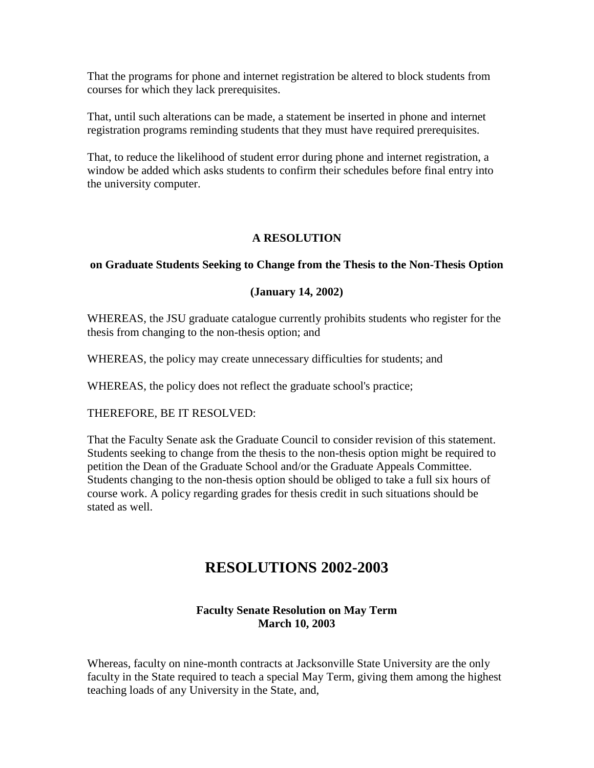That the programs for phone and internet registration be altered to block students from courses for which they lack prerequisites.

That, until such alterations can be made, a statement be inserted in phone and internet registration programs reminding students that they must have required prerequisites.

That, to reduce the likelihood of student error during phone and internet registration, a window be added which asks students to confirm their schedules before final entry into the university computer.

**A RESOLUTION**

**on Graduate Students Seeking to Change from the Thesis to the Non-Thesis Option**

**(January 14, 2002)**

WHEREAS, the JSU graduate catalogue currently prohibits students who register for the thesis from changing to the non-thesis option; and

WHEREAS, the policy may create unnecessary difficulties for students; and

WHEREAS, the policy does not reflect the graduate school's practice;

THEREFORE, BE IT RESOLVED:

That the Faculty Senate ask the Graduate Council to consider revision of this statement. Students seeking to change from the thesis to the non-thesis option might be required to petition the Dean of the Graduate School and/or the Graduate Appeals Committee. Students changing to the non-thesis option should be obliged to take a full six hours of course work. A policy regarding grades for thesis credit in such situations should be stated as well.

# RESOLUTIONS 2002-2003

**Faculty Senate Resolution on May Term**
**March 10, 2003**

Whereas, faculty on nine-month contracts at Jacksonville State University are the only faculty in the State required to teach a special May Term, giving them among the highest teaching loads of any University in the State, and,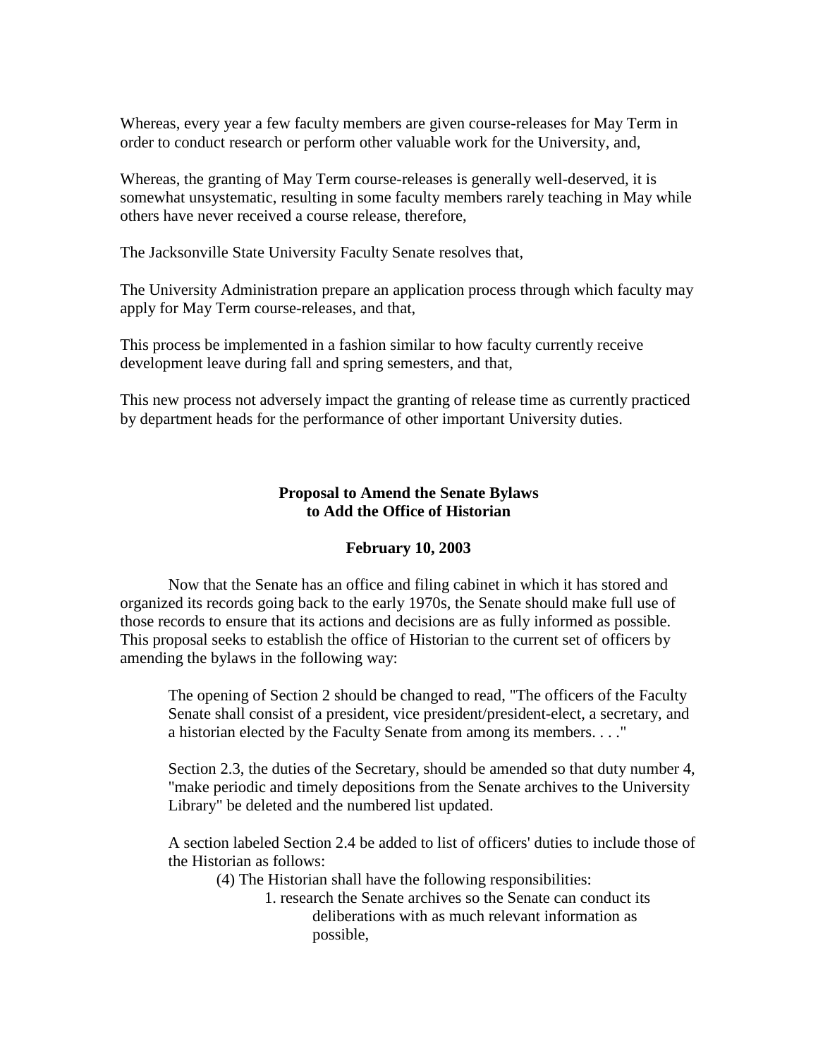Whereas, every year a few faculty members are given course-releases for May Term in order to conduct research or perform other valuable work for the University, and,

Whereas, the granting of May Term course-releases is generally well-deserved, it is somewhat unsystematic, resulting in some faculty members rarely teaching in May while others have never received a course release, therefore,

The Jacksonville State University Faculty Senate resolves that,

The University Administration prepare an application process through which faculty may apply for May Term course-releases, and that,

This process be implemented in a fashion similar to how faculty currently receive development leave during fall and spring semesters, and that,

This new process not adversely impact the granting of release time as currently practiced by department heads for the performance of other important University duties.

**Proposal to Amend the Senate Bylaws to Add the Office of Historian**

**February 10, 2003**

Now that the Senate has an office and filing cabinet in which it has stored and organized its records going back to the early 1970s, the Senate should make full use of those records to ensure that its actions and decisions are as fully informed as possible. This proposal seeks to establish the office of Historian to the current set of officers by amending the bylaws in the following way:

> The opening of Section 2 should be changed to read, "The officers of the Faculty Senate shall consist of a president, vice president/president-elect, a secretary, and a historian elected by the Faculty Senate from among its members. . . ."
>
> Section 2.3, the duties of the Secretary, should be amended so that duty number 4, "make periodic and timely depositions from the Senate archives to the University Library" be deleted and the numbered list updated.
>
> A section labeled Section 2.4 be added to list of officers' duties to include those of the Historian as follows:
>
> (4) The Historian shall have the following responsibilities:
>
> 1. research the Senate archives so the Senate can conduct its deliberations with as much relevant information as possible,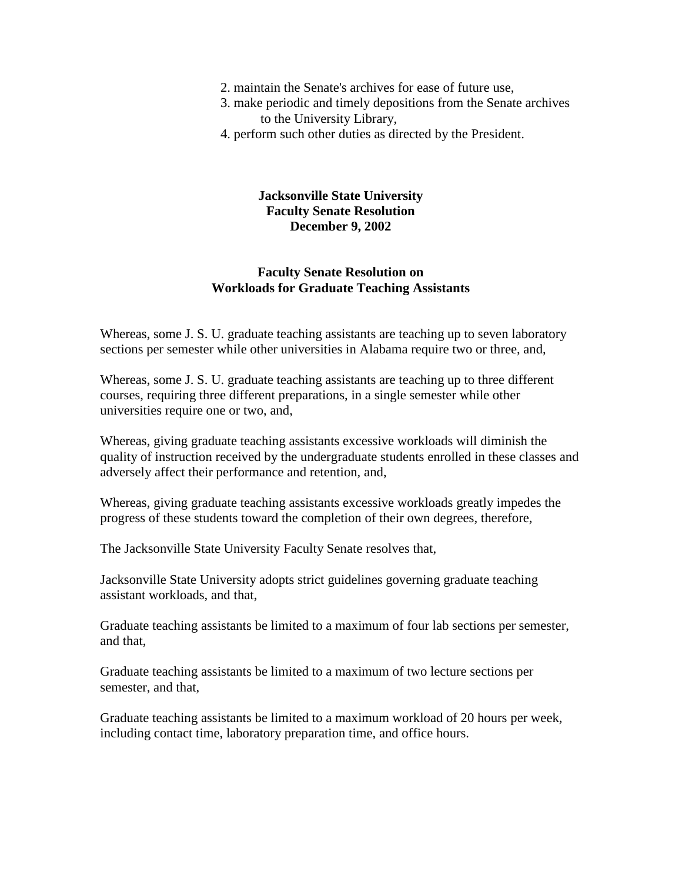2. maintain the Senate's archives for ease of future use,
3. make periodic and timely depositions from the Senate archives to the University Library,
4. perform such other duties as directed by the President.

**Jacksonville State University**
**Faculty Senate Resolution**
**December 9, 2002**

## Faculty Senate Resolution on Workloads for Graduate Teaching Assistants

Whereas, some J. S. U. graduate teaching assistants are teaching up to seven laboratory sections per semester while other universities in Alabama require two or three, and,

Whereas, some J. S. U. graduate teaching assistants are teaching up to three different courses, requiring three different preparations, in a single semester while other universities require one or two, and,

Whereas, giving graduate teaching assistants excessive workloads will diminish the quality of instruction received by the undergraduate students enrolled in these classes and adversely affect their performance and retention, and,

Whereas, giving graduate teaching assistants excessive workloads greatly impedes the progress of these students toward the completion of their own degrees, therefore,

The Jacksonville State University Faculty Senate resolves that,

Jacksonville State University adopts strict guidelines governing graduate teaching assistant workloads, and that,

Graduate teaching assistants be limited to a maximum of four lab sections per semester, and that,

Graduate teaching assistants be limited to a maximum of two lecture sections per semester, and that,

Graduate teaching assistants be limited to a maximum workload of 20 hours per week, including contact time, laboratory preparation time, and office hours.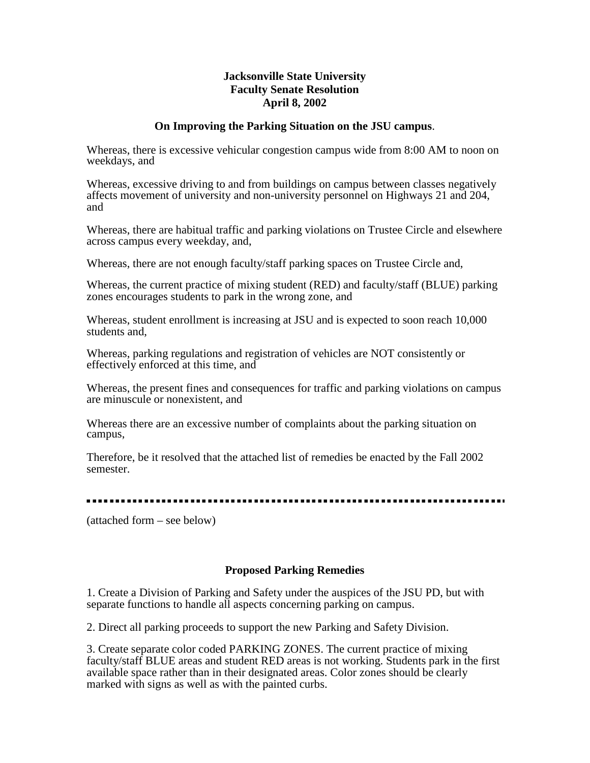**Jacksonville State University**
**Faculty Senate Resolution**
**April 8, 2002**

**On Improving the Parking Situation on the JSU campus**.

Whereas, there is excessive vehicular congestion campus wide from 8:00 AM to noon on weekdays, and

Whereas, excessive driving to and from buildings on campus between classes negatively affects movement of university and non-university personnel on Highways 21 and 204, and

Whereas, there are habitual traffic and parking violations on Trustee Circle and elsewhere across campus every weekday, and,

Whereas, there are not enough faculty/staff parking spaces on Trustee Circle and,

Whereas, the current practice of mixing student (RED) and faculty/staff (BLUE) parking zones encourages students to park in the wrong zone, and

Whereas, student enrollment is increasing at JSU and is expected to soon reach 10,000 students and,

Whereas, parking regulations and registration of vehicles are NOT consistently or effectively enforced at this time, and

Whereas, the present fines and consequences for traffic and parking violations on campus are minuscule or nonexistent, and

Whereas there are an excessive number of complaints about the parking situation on campus,

Therefore, be it resolved that the attached list of remedies be enacted by the Fall 2002 semester.

---

(attached form – see below)

**Proposed Parking Remedies**

1. Create a Division of Parking and Safety under the auspices of the JSU PD, but with separate functions to handle all aspects concerning parking on campus.

2. Direct all parking proceeds to support the new Parking and Safety Division.

3. Create separate color coded PARKING ZONES. The current practice of mixing faculty/staff BLUE areas and student RED areas is not working. Students park in the first available space rather than in their designated areas. Color zones should be clearly marked with signs as well as with the painted curbs.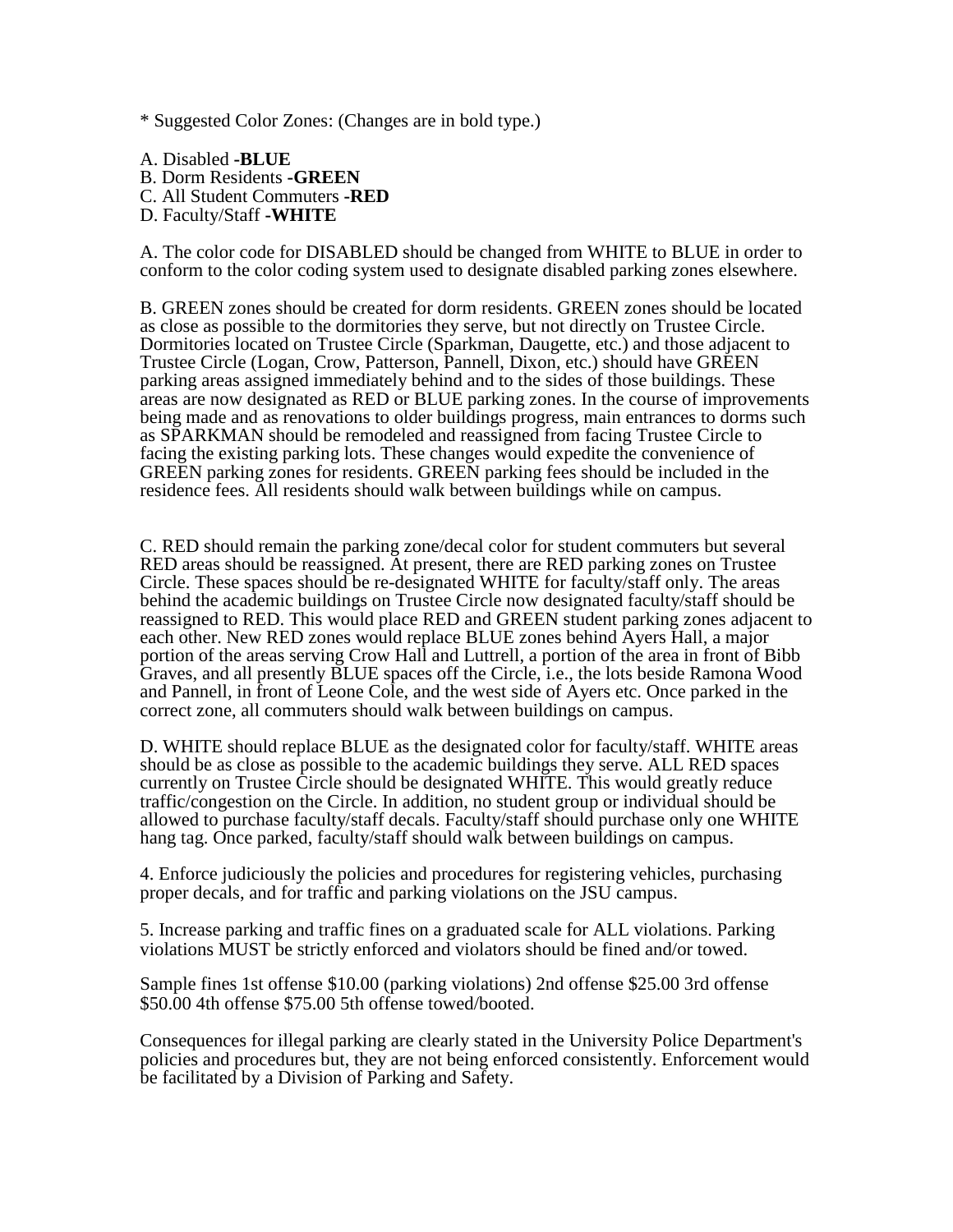* Suggested Color Zones: (Changes are in bold type.)

A. Disabled **-BLUE**
B. Dorm Residents **-GREEN**
C. All Student Commuters **-RED**
D. Faculty/Staff **-WHITE**

A. The color code for DISABLED should be changed from WHITE to BLUE in order to conform to the color coding system used to designate disabled parking zones elsewhere.

B. GREEN zones should be created for dorm residents. GREEN zones should be located as close as possible to the dormitories they serve, but not directly on Trustee Circle. Dormitories located on Trustee Circle (Sparkman, Daugette, etc.) and those adjacent to Trustee Circle (Logan, Crow, Patterson, Pannell, Dixon, etc.) should have GREEN parking areas assigned immediately behind and to the sides of those buildings. These areas are now designated as RED or BLUE parking zones. In the course of improvements being made and as renovations to older buildings progress, main entrances to dorms such as SPARKMAN should be remodeled and reassigned from facing Trustee Circle to facing the existing parking lots. These changes would expedite the convenience of GREEN parking zones for residents. GREEN parking fees should be included in the residence fees. All residents should walk between buildings while on campus.

C. RED should remain the parking zone/decal color for student commuters but several RED areas should be reassigned. At present, there are RED parking zones on Trustee Circle. These spaces should be re-designated WHITE for faculty/staff only. The areas behind the academic buildings on Trustee Circle now designated faculty/staff should be reassigned to RED. This would place RED and GREEN student parking zones adjacent to each other. New RED zones would replace BLUE zones behind Ayers Hall, a major portion of the areas serving Crow Hall and Luttrell, a portion of the area in front of Bibb Graves, and all presently BLUE spaces off the Circle, i.e., the lots beside Ramona Wood and Pannell, in front of Leone Cole, and the west side of Ayers etc. Once parked in the correct zone, all commuters should walk between buildings on campus.

D. WHITE should replace BLUE as the designated color for faculty/staff. WHITE areas should be as close as possible to the academic buildings they serve. ALL RED spaces currently on Trustee Circle should be designated WHITE. This would greatly reduce traffic/congestion on the Circle. In addition, no student group or individual should be allowed to purchase faculty/staff decals. Faculty/staff should purchase only one WHITE hang tag. Once parked, faculty/staff should walk between buildings on campus.

4. Enforce judiciously the policies and procedures for registering vehicles, purchasing proper decals, and for traffic and parking violations on the JSU campus.

5. Increase parking and traffic fines on a graduated scale for ALL violations. Parking violations MUST be strictly enforced and violators should be fined and/or towed.

Sample fines 1st offense $10.00 (parking violations) 2nd offense $25.00 3rd offense $50.00 4th offense $75.00 5th offense towed/booted.

Consequences for illegal parking are clearly stated in the University Police Department's policies and procedures but, they are not being enforced consistently. Enforcement would be facilitated by a Division of Parking and Safety.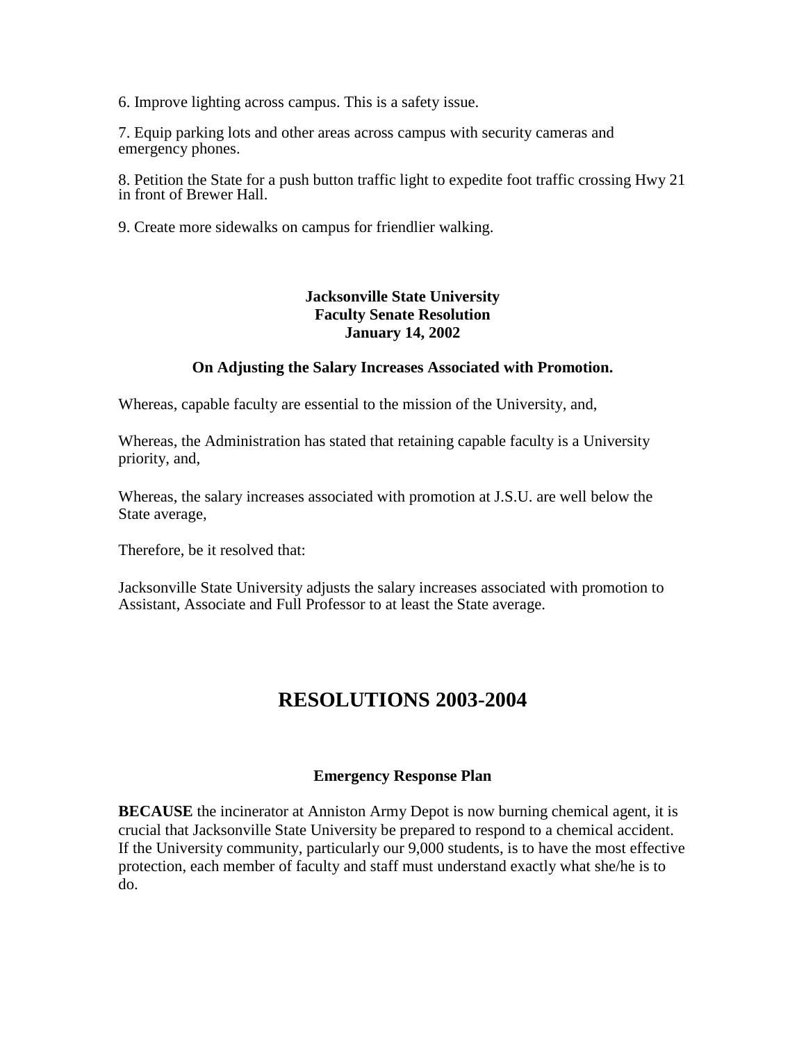6. Improve lighting across campus. This is a safety issue.

7. Equip parking lots and other areas across campus with security cameras and emergency phones.

8. Petition the State for a push button traffic light to expedite foot traffic crossing Hwy 21 in front of Brewer Hall.

9. Create more sidewalks on campus for friendlier walking.

**Jacksonville State University**
**Faculty Senate Resolution**
**January 14, 2002**

**On Adjusting the Salary Increases Associated with Promotion.**

Whereas, capable faculty are essential to the mission of the University, and,

Whereas, the Administration has stated that retaining capable faculty is a University priority, and,

Whereas, the salary increases associated with promotion at J.S.U. are well below the State average,

Therefore, be it resolved that:

Jacksonville State University adjusts the salary increases associated with promotion to Assistant, Associate and Full Professor to at least the State average.

# RESOLUTIONS 2003-2004

**Emergency Response Plan**

**BECAUSE** the incinerator at Anniston Army Depot is now burning chemical agent, it is crucial that Jacksonville State University be prepared to respond to a chemical accident. If the University community, particularly our 9,000 students, is to have the most effective protection, each member of faculty and staff must understand exactly what she/he is to do.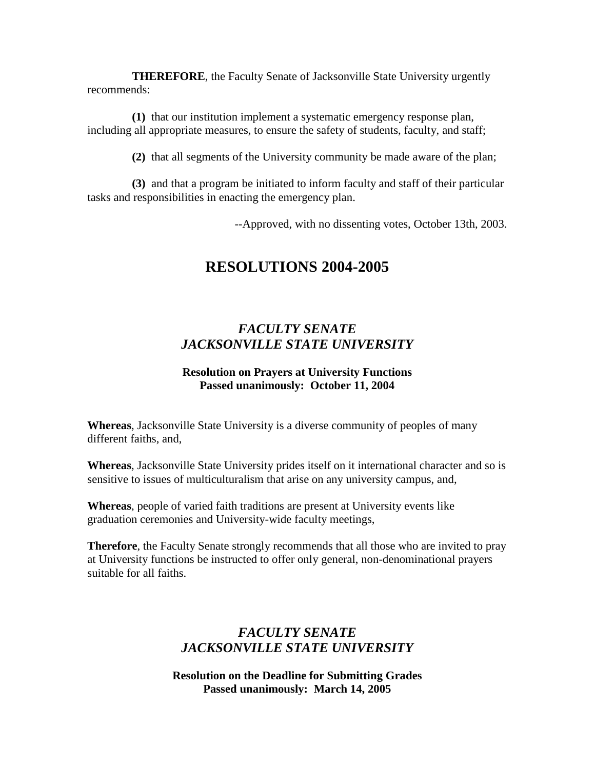**THEREFORE**, the Faculty Senate of Jacksonville State University urgently recommends:

**(1)** that our institution implement a systematic emergency response plan, including all appropriate measures, to ensure the safety of students, faculty, and staff;

**(2)** that all segments of the University community be made aware of the plan;

**(3)** and that a program be initiated to inform faculty and staff of their particular tasks and responsibilities in enacting the emergency plan.

--Approved, with no dissenting votes, October 13th, 2003.

# RESOLUTIONS 2004-2005

## *FACULTY SENATE*
## *JACKSONVILLE STATE UNIVERSITY*

**Resolution on Prayers at University Functions**
**Passed unanimously: October 11, 2004**

**Whereas**, Jacksonville State University is a diverse community of peoples of many different faiths, and,

**Whereas**, Jacksonville State University prides itself on it international character and so is sensitive to issues of multiculturalism that arise on any university campus, and,

**Whereas**, people of varied faith traditions are present at University events like graduation ceremonies and University-wide faculty meetings,

**Therefore**, the Faculty Senate strongly recommends that all those who are invited to pray at University functions be instructed to offer only general, non-denominational prayers suitable for all faiths.

## *FACULTY SENATE*
## *JACKSONVILLE STATE UNIVERSITY*

**Resolution on the Deadline for Submitting Grades**
**Passed unanimously: March 14, 2005**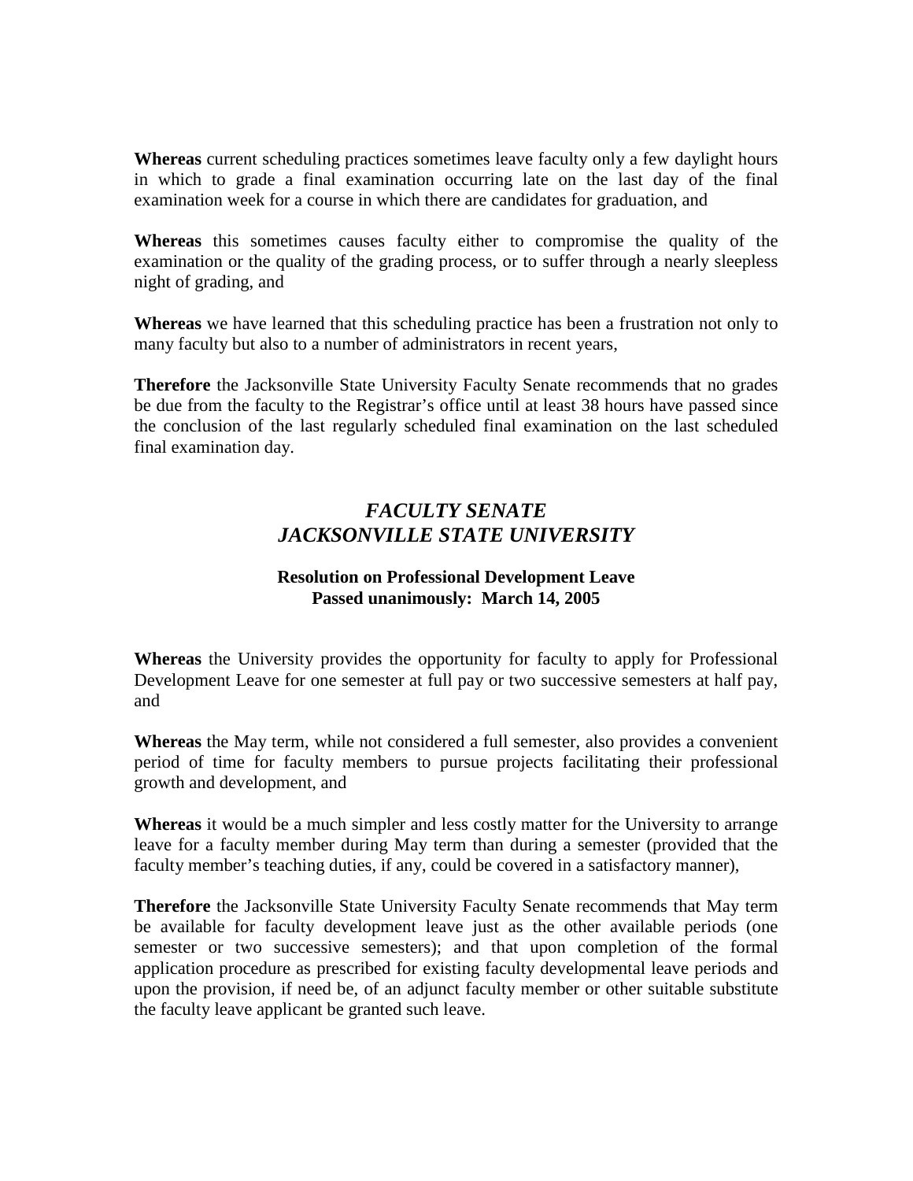**Whereas** current scheduling practices sometimes leave faculty only a few daylight hours in which to grade a final examination occurring late on the last day of the final examination week for a course in which there are candidates for graduation, and

**Whereas** this sometimes causes faculty either to compromise the quality of the examination or the quality of the grading process, or to suffer through a nearly sleepless night of grading, and

**Whereas** we have learned that this scheduling practice has been a frustration not only to many faculty but also to a number of administrators in recent years,

**Therefore** the Jacksonville State University Faculty Senate recommends that no grades be due from the faculty to the Registrar's office until at least 38 hours have passed since the conclusion of the last regularly scheduled final examination on the last scheduled final examination day.

## *FACULTY SENATE*
## *JACKSONVILLE STATE UNIVERSITY*

### Resolution on Professional Development Leave
**Passed unanimously: March 14, 2005**

**Whereas** the University provides the opportunity for faculty to apply for Professional Development Leave for one semester at full pay or two successive semesters at half pay, and

**Whereas** the May term, while not considered a full semester, also provides a convenient period of time for faculty members to pursue projects facilitating their professional growth and development, and

**Whereas** it would be a much simpler and less costly matter for the University to arrange leave for a faculty member during May term than during a semester (provided that the faculty member's teaching duties, if any, could be covered in a satisfactory manner),

**Therefore** the Jacksonville State University Faculty Senate recommends that May term be available for faculty development leave just as the other available periods (one semester or two successive semesters); and that upon completion of the formal application procedure as prescribed for existing faculty developmental leave periods and upon the provision, if need be, of an adjunct faculty member or other suitable substitute the faculty leave applicant be granted such leave.